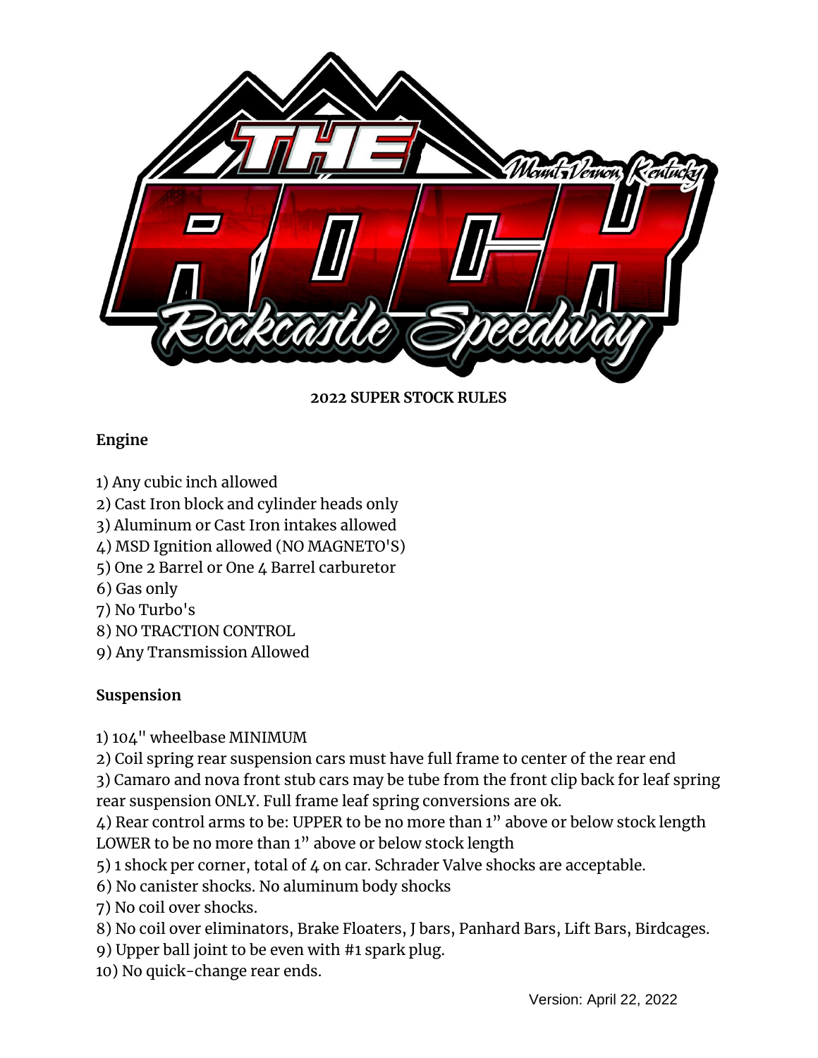# 2022 SUPER STOCK RULES

## Engine

1) Any cubic inch allowed
2) Cast Iron block and cylinder heads only
3) Aluminum or Cast Iron intakes allowed
4) MSD Ignition allowed (NO MAGNETO'S)
5) One 2 Barrel or One 4 Barrel carburetor
6) Gas only
7) No Turbo's
8) NO TRACTION CONTROL
9) Any Transmission Allowed

## Suspension

1) 104" wheelbase MINIMUM
2) Coil spring rear suspension cars must have full frame to center of the rear end
3) Camaro and nova front stub cars may be tube from the front clip back for leaf spring rear suspension ONLY. Full frame leaf spring conversions are ok.
4) Rear control arms to be: UPPER to be no more than 1" above or below stock length LOWER to be no more than 1" above or below stock length
5) 1 shock per corner, total of 4 on car. Schrader Valve shocks are acceptable.
6) No canister shocks. No aluminum body shocks
7) No coil over shocks.
8) No coil over eliminators, Brake Floaters, J bars, Panhard Bars, Lift Bars, Birdcages.
9) Upper ball joint to be even with #1 spark plug.
10) No quick-change rear ends.

Version: April 22, 2022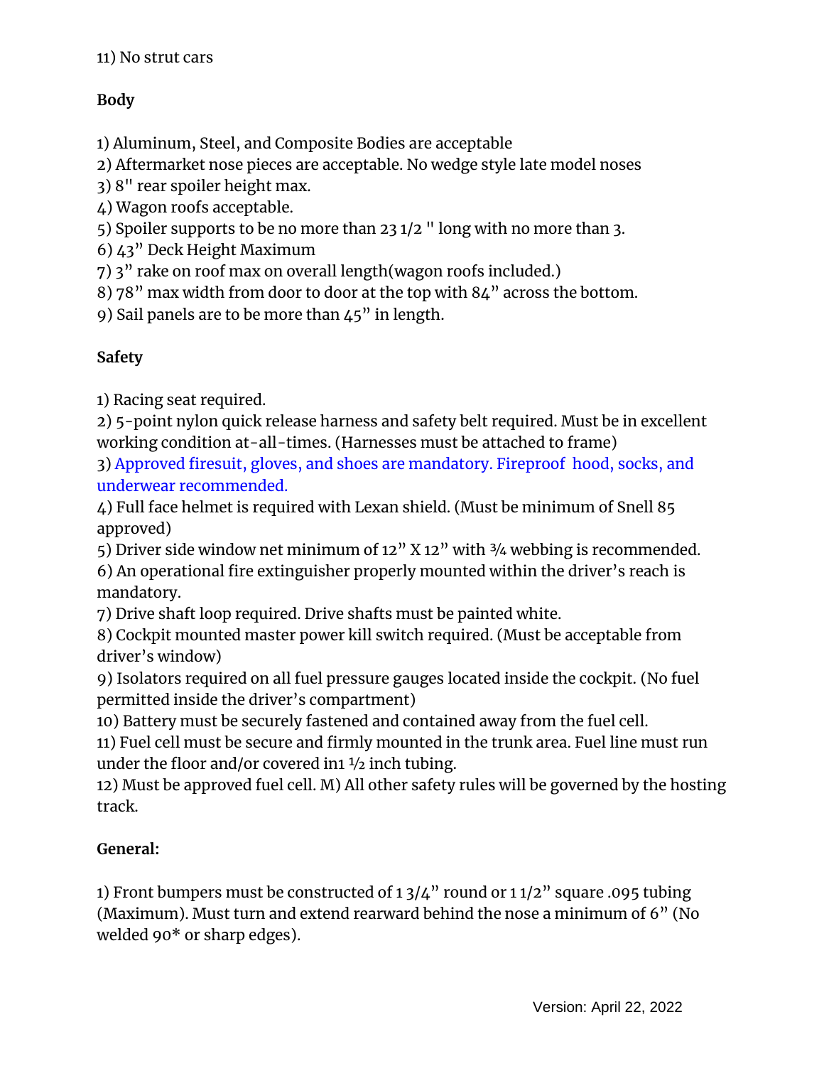11) No strut cars

**Body**

1) Aluminum, Steel, and Composite Bodies are acceptable
2) Aftermarket nose pieces are acceptable. No wedge style late model noses
3) 8" rear spoiler height max.
4) Wagon roofs acceptable.
5) Spoiler supports to be no more than 23 1/2 " long with no more than 3.
6) 43" Deck Height Maximum
7) 3" rake on roof max on overall length(wagon roofs included.)
8) 78" max width from door to door at the top with 84" across the bottom.
9) Sail panels are to be more than 45" in length.

**Safety**

1) Racing seat required.
2) 5-point nylon quick release harness and safety belt required. Must be in excellent working condition at-all-times. (Harnesses must be attached to frame)
3) Approved firesuit, gloves, and shoes are mandatory. Fireproof hood, socks, and underwear recommended.
4) Full face helmet is required with Lexan shield. (Must be minimum of Snell 85 approved)
5) Driver side window net minimum of 12" X 12" with ¾ webbing is recommended.
6) An operational fire extinguisher properly mounted within the driver's reach is mandatory.
7) Drive shaft loop required. Drive shafts must be painted white.
8) Cockpit mounted master power kill switch required. (Must be acceptable from driver's window)
9) Isolators required on all fuel pressure gauges located inside the cockpit. (No fuel permitted inside the driver's compartment)
10) Battery must be securely fastened and contained away from the fuel cell.
11) Fuel cell must be secure and firmly mounted in the trunk area. Fuel line must run under the floor and/or covered in1 ½ inch tubing.
12) Must be approved fuel cell. M) All other safety rules will be governed by the hosting track.

**General:**

1) Front bumpers must be constructed of 1 3/4" round or 1 1/2" square .095 tubing (Maximum). Must turn and extend rearward behind the nose a minimum of 6" (No welded 90* or sharp edges).

Version: April 22, 2022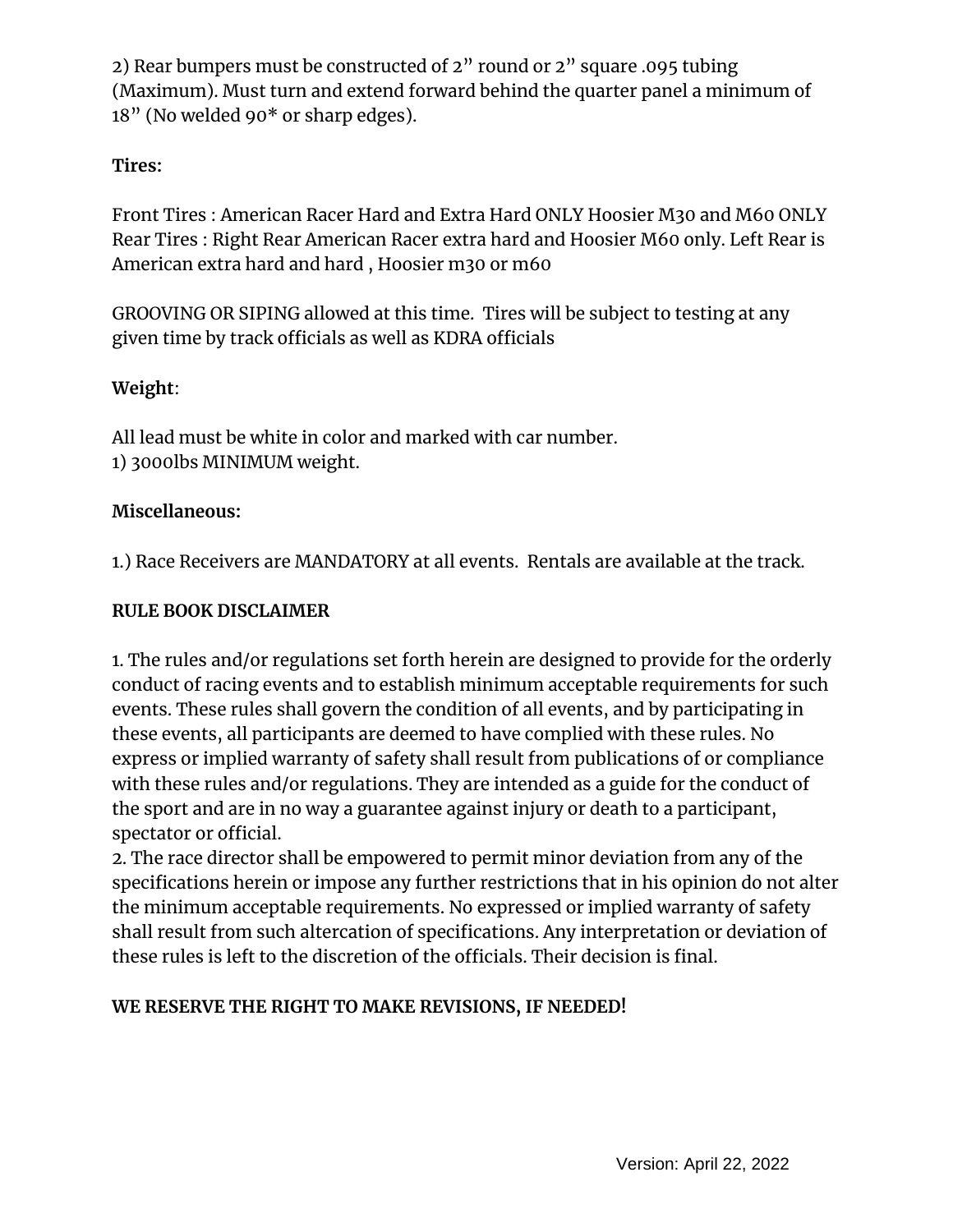2) Rear bumpers must be constructed of 2" round or 2" square .095 tubing (Maximum). Must turn and extend forward behind the quarter panel a minimum of 18" (No welded 90* or sharp edges).

**Tires:**

Front Tires : American Racer Hard and Extra Hard ONLY Hoosier M30 and M60 ONLY
Rear Tires : Right Rear American Racer extra hard and Hoosier M60 only. Left Rear is American extra hard and hard , Hoosier m30 or m60

GROOVING OR SIPING allowed at this time. Tires will be subject to testing at any given time by track officials as well as KDRA officials

**Weight**:

All lead must be white in color and marked with car number.
1) 3000lbs MINIMUM weight.

**Miscellaneous:**

1.) Race Receivers are MANDATORY at all events. Rentals are available at the track.

**RULE BOOK DISCLAIMER**

1. The rules and/or regulations set forth herein are designed to provide for the orderly conduct of racing events and to establish minimum acceptable requirements for such events. These rules shall govern the condition of all events, and by participating in these events, all participants are deemed to have complied with these rules. No express or implied warranty of safety shall result from publications of or compliance with these rules and/or regulations. They are intended as a guide for the conduct of the sport and are in no way a guarantee against injury or death to a participant, spectator or official.
2. The race director shall be empowered to permit minor deviation from any of the specifications herein or impose any further restrictions that in his opinion do not alter the minimum acceptable requirements. No expressed or implied warranty of safety shall result from such altercation of specifications. Any interpretation or deviation of these rules is left to the discretion of the officials. Their decision is final.

**WE RESERVE THE RIGHT TO MAKE REVISIONS, IF NEEDED!**

Version: April 22, 2022